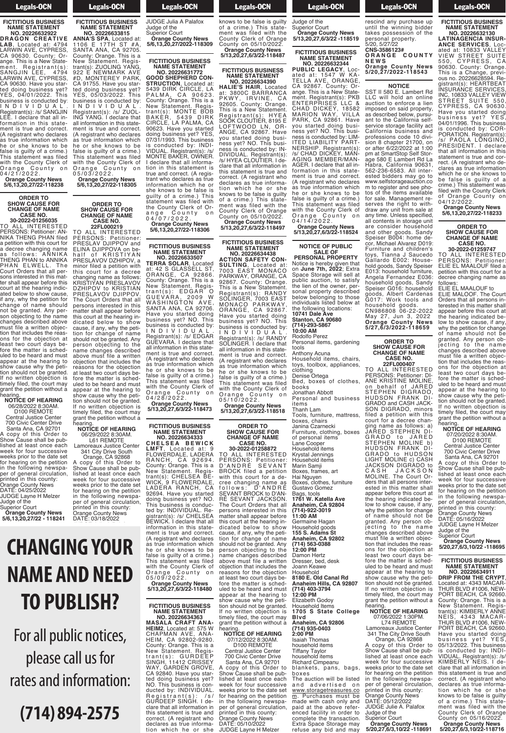FICTITIOUS BUSINESS NAME STATEMENT NO. 20226632922

**DRAGON CREATIVE LAB**, Located at: 4794 LARWIN AVE, CYPRESS, CA 90630. County: Orange. This is a New Statement. Registrant(s): SANGJIN LEE, 4794 LARWIN AVE, CYPRESS, CA 90630. Have you started doing business yet? YES, 04/01/2022. This business is conducted by: INDIVIDUAL. Registrant(s): /s/ SANGJIN LEE. I declare that all information in this statement is true and correct. (A registrant who declares as true information which he or she knows to be false is guilty of a crime.) This statement was filed with the County Clerk of Orange County on 04/21/2022.

**Orange County News 5/6,13,20,27/22-118238**

ORDER TO SHOW CAUSE FOR CHANGE OF NAME CASE NO. 30-2022-01256035

TO ALL INTERESTED PERSONS: Petitioner: ANNIKA THENG PHAN filed a petition with this court for a decree changing name as follows: ANNIKA THENG PHAN to ANNIKA PHAN ELWELL. The Court Orders that all persons interested in this matter shall appear before this court at the hearing indicated below to show cause, if any, why the petition for change of name should not be granted. Any person objecting to the name changes described above must file a written objection that includes the reasons for the objection at least two court days before the matter is scheduled to be heard and must appear at the hearing to show cause why the petition should not be granted. If no written objection is timely filed, the court may grant the petition without a hearing.

**NOTICE OF HEARING**
06/28/2022 8:30AM.
D100 REMOTE
Central Justice Center
700 Civic Center Drive
Santa Ana, CA 92701

A copy of this Order to Show Cause shall be published at least once each week for four successive weeks prior to the date set for hearing on the petition in the following newspaper of general circulation, printed in this county: Orange County News
DATE: 04/25/2022
JUDGE Layne H Melzer
Judge of the Superior Court

**Orange County News 5/6,13,20,27/22 - 118241**

FICTITIOUS BUSINESS NAME STATEMENT NO. 20226633815

**ANNA'S SPA**, Located at: 1106 E 17TH ST #A, SANTA ANA, CA 92705. County: Orange. This is a New Statement. Registrant(s): ZUOLING YANG, 922 E NEWMARK AVE #D, MONTEREY PARK, CA 91755. Have you started doing business yet? YES, 05/03/2022. This business is conducted by: INDIVIDUAL. Registrant(s): /s/ ZUOLING YANG. I declare that all information in this statement is true and correct. (A registrant who declares as true information which he or she knows to be false is guilty of a crime.) This statement was filed with the County Clerk of Orange County on 05/03/2022.

**Orange County News 5/6,13,20,27/22-118305**

ORDER TO SHOW CAUSE FOR CHANGE OF NAME CASE NO. 22FL000219

TO ALL INTERESTED PERSONS: Petitioner: PRESLAV DJIPPOV and ELINA DJIPPOVA on behalf of KRISTIYAN PRESLAVOV DZHIPOV, a minor filed a petition with this court for a decree changing name as follows: KRISTIYAN PRESLAVOV DZHIPOV to KRISTIAN PRESLAVOV DJIPPOV. The Court Orders that all persons interested in this matter shall appear before this court at the hearing indicated below to show cause, if any, why the petition for change of name should not be granted. Any person objecting to the name changes described above must file a written objection that includes the reasons for the objection at least two court days before the matter is scheduled to be heard and must appear at the hearing to show cause why the petition should not be granted. If no written objection is timely filed, the court may grant the petition without a hearing.

**NOTICE OF HEARING**
06/29/2022 8:30AM.
L61 REMOTE
Lamoreaux Justice Center
341 City Drive South
Orange, CA 92868

A copy of this Order to Show Cause shall be published at least once each week for four successive weeks prior to the date set for hearing on the petition in the following newspaper of general circulation, printed in this county: Orange County News
DATE: 03/18/2022

# CHANGING YOUR NAME AND NEED TO PUBLISH?

For all public notices, please call us for rates and information:

**(714) 894-2575**

JUDGE Julia A Palafox
Judge of the Superior Court

**Orange County News 5/6,13,20,27/2022-118309**

FICTITIOUS BUSINESS NAME STATEMENT NO. 20226631772

**GOOD SHEPHERD CONSTRUCTION**, Located at: 5439 DIRK CIRCLE, LA PALMA, CA 90623. County: Orange. This is a New Statement. Registrant(s): MONTE BOB BAKER, 5439 DIRK CIRCLE, LA PALMA, CA 90623. Have you started doing business yet? YES, 07/31/1993. This business is conducted by: INDIVIDUAL. Registrant(s): /s/ MONTE BAKER, OWNER. I declare that all information in this statement is true and correct. (A registrant who declares as true information which he or she knows to be false is guilty of a crime.) This statement was filed with the County Clerk of Orange County on 04/07/2022.

**Orange County News 5/6,13,20,27/22-118306**

FICTITIOUS BUSINESS NAME STATEMENT NO. 20226633507

**TERRA SOLAR**, Located at: 42 S GLASSELL ST, ORANGE, CA 92866. County: Orange. This is a New Statement. Registrant(s): EDGAR O GUEVARA, 2009 W WASHINGTON AVE, SANTA ANA, CA 92706. Have you started doing business yet? NO. This business is conducted by: INDIVIDUAL. Registrant(s): /s/ EDGAR GUEVARA. I declare that all information in this statement is true and correct. (A registrant who declares as true information which he or she knows to be false is guilty of a crime.) This statement was filed with the County Clerk of Orange County on 04/28/2022.

**Orange County News 5/13,20,27,6/3/22-118473**

FICTITIOUS BUSINESS NAME STATEMENT NO. 20226634333

**CHELSEA BEWICK LMFT**, Located at: 9 FLOWERDALE, LADERA RANCH, CA 92694. County: Orange. This is a New Statement. Registrant(s): CHELSEA BEWICK, 9 FLOWERDALE, LADERA RANCH, CA 92694. Have you started doing business yet? NO. This business is conducted by: INDIVIDUAL. Registrant(s): /s/ CHELSEA BEWICK. I declare that all information in this statement is true and correct. (A registrant who declares as true information which he or she knows to be false is guilty of a crime.) This statement was filed with the County Clerk of Orange County on 05/09/2022.

**Orange County News 5/13,20,27,6/3/22-118480**

FICTITIOUS BUSINESS NAME STATEMENT NO. 20226634363

**MASALA CRAFT ANAHEIM2**, Located at: 575 W CHAPMAN AVE, ANAHEIM, CA 92802-9280. County: Orange. This is a New Statement. Registrant(s): GURDEEP SINGH, 11412 CRISSEY WAY, GARDEN GROVE, CA 92840. Have you started doing business yet? NO. This business is conducted by: INDIVIDUAL. Registrant(s): /s/ GURDEEP SINGH. I declare that all information in this statement is true and correct. (A registrant who declares as true information which he or she knows to be false is guilty of a crime.) This statement was filed with the County Clerk of Orange County on 05/10/2022.

**Orange County News 5/13,20,27,6/3/22-118487**

FICTITIOUS BUSINESS NAME STATEMENT NO. 20226634390

**HALIE'S HAIR**, Located at: 3800C BARRANCA PKWY, IRVINE, CA 92605. County: Orange. This is a New Statement. Registrant(s): HYEA SOOK CLOUTIER, 8195 E LOFTWOOD LN, ORANGE, CA 92867. Have you started doing business yet? NO. This business is conducted by: INDIVIDUAL. Registrant(s): /s/ HYEA CLOUTIER. I declare that all information in this statement is true and correct. (A registrant who declares as true information which he or she knows to be false is guilty of a crime.) This statement was filed with the County Clerk of Orange County on 05/10/2022.

**Orange County News 5/13,20,27,6/3/22-118497**

FICTITIOUS BUSINESS NAME STATEMENT NO. 20226634438

**ACTION SAFETY CONSULTING**, Located at: 7003 EAST MONACO PARKWAY, ORANGE, CA 92867. County: Orange. This is a New Statement. Registrant(s): RANDY SOLINGER, 7003 EAST MONACO PARKWAY, ORANGE, CA 92867. Have you started doing business yet? NO. This business is conducted by: INDIVIDUAL. Registrant(s): /s/ RANDY SOLINGER. I declare that all information in this statement is true and correct. (A registrant who declares as true information which he or she knows to be false is guilty of a crime.) This statement was filed with the County Clerk of Orange County on 05/10/2022.

**Orange County News 5/13,20,27,6/3/22-118518**

ORDER TO SHOW CAUSE FOR CHANGE OF NAME CASE NO. 30-2022-01258872

TO ALL INTERESTED PERSONS: Petitioner: D'ANDRE SEVANT BROCK filed a petition with this court for a decree changing name as follows: D'ANDRE SEVANT BROCK to DANRE SEVANT JACKSON. The Court Orders that all persons interested in this matter shall appear before this court at the hearing indicated below to show cause, if any, why the petition for change of name should not be granted. Any person objecting to the name changes described above must file a written objection that includes the reasons for the objection at least two court days before the matter is scheduled to be heard and must appear at the hearing to show cause why the petition should not be granted. If no written objection is timely filed, the court may grant the petition without a hearing.

**NOTICE OF HEARING**
07/12/2022 8:30AM.
D100 REMOTE
Central Justice Center
700 Civic Center Drive
Santa Ana, CA 92701

A copy of this Order to Show Cause shall be published at least once each week for four successive weeks prior to the date set for hearing on the petition in the following newspaper of general circulation, printed in this county: Orange County News
DATE: 05/10/2022
JUDGE Layne H Melzer
Judge of the Superior Court

**Orange County News 5/13,20,27,6/3/22 -118519**

FICTITIOUS BUSINESS NAME STATEMENT NO. 20226632344

**PUBLIC LEGACY**, Located at: 1547 W KATELLA AVE, ORANGE, CA 92867. County: Orange. This is a New Statement. Registrant(s): PKB ENTERPRISES LLC & CHAD DICKEY, 18582 MARION WAY, VILLA PARK, CA 92861. Have you started doing business yet? NO. This business is conducted by: LIMITED LIABILITY PARTNERSHIP. Registrant(s): /s/ CHAD DICKEY, MANAGING MEMBER/MANAGER. I declare that all information in this statement is true and correct. (A registrant who declares as true information which he or she knows to be false is guilty of a crime.) This statement was filed with the County Clerk of Orange County on 04/14/2022.

**Orange County News 5/13,20,27,6/3/22-118524**

NOTICE OF PUBLIC SALE OF PERSONAL PROPERTY

Notice is hereby given that on **June 7th, 2022**; Extra Space Storage will sell at public auction, to satisfy the lien of the owner, personal property described below belonging to those individuals listed below at the following locations:

**10741 Dale Ave**
**Stanton, CA 90680**
**(714)-293-5867**
**10:00 AM**
Rodolfo Perez
Personal items, gardening tools
Anthony Acuna
Household items, chairs, toys, toolbox, appliances, clothing
Denise Ortega
Bed, boxes of clothes, books
Jonathan Abbott
Personal and business items
Thanh Lam
Tools, furniture, mattress, boxes, chairs
Janina Czarnecki
Furniture, clothing, boxes of personal items
Lane Cooper
Household items
Krystal Jennings
Household items
Marin Samji
Boxes, frames, art
Hai Nguyen
Boxes, clothes, furniture
Gustavo Gomez
Bags, tools

**1761 W. Katella Ave**
**Anaheim, CA 92804**
**(714)-922-3019**
**11:00 AM**
Germaine Hagan
Household goods

**155 S. Adams St**
**Anaheim, CA 92802**
**(714) 563-0388**
**12:00 PM**
Damon Hertz
Dresser, bed, desk
Joann Keawe
Household

**8180 E. Old Canal Rd**
**Anaheim Hills, CA 92807**
**(714) 403-3794**
**12:00 PM**
Elizabeth Godoy
Household Items

**1705 S State College Blvd**
**Anaheim, CA 92806**
**(714) 935-0403**
**2:00 PM**
Isaiah Thomas
household items
Tiffany Taylor
household items
Richard Cimpeanu
blankets, pans, bags, boxes

The auction will be listed and advertised on www.storagetreasures.com. Purchases must be made with cash only and paid at the above referenced facility in order to complete the transaction. Extra Space Storage may refuse any bid and may rescind any purchase up until the winning bidder takes possession of the personal property.
5/20, 5/27/22
**CNS-3586123#**
**ORANGE COUNTY NEWS**
**Orange County News 5/20,27/2022-118543**

NOTICE

SST II 580 E. Lambert Rd LLC will hold an online auction to enforce a lien imposed on said property, as described below, pursuant to the California self-service storage facility act California business and professions code 10 division 8 chapter 21700, on or after 6/22/2022 at 1:00 pm at SmartStop Self Storage 580 E Lambert Rd La Habra, California 90631, 562-236-6583. All interested bidders may go to www.selfstorageauction.com to register and see photos of the items available for sale. Management reserves the right to withdraw any unit from sale at any time. Unless specified, all contents in storage unit are consider household and other goods. Sandy Speiser B004: home decor, Michael Alvarez D019: Furniture and children's toys, Tianna J Saucedo Gallardo E002: Household goods, Sandy Speiser E013: household furniture, Angela Fernandez E036: household goods, Sandy Speiser G016: household goods, Albert Cardenas G017: Work tools and household goods.
CN986808 06-22-2022
May 27, Jun 3, 2022
**Orange County News 5/27,6/3/2022-118659**

ORDER TO SHOW CAUSE FOR CHANGE OF NAME CASE NO. 22FL000407

TO ALL INTERESTED PERSONS: Petitioner: DIANE KRISTINE MOLINE, on behalf of JARED STEPHEN DIGRADO, HUDSON FRANK DIGRADO and CASH JACKSON DIGRADO, minors filed a petition with this court for a decree changing name as follows: a) JARED STEPHEN DIGRADO to JARED STEPHEN MOLINE b) HUDSON FRANK DIGRADO to HUDSON LIGHT MOLINE c) CASH JACKSON DIGRADO to CASH JACKSON MOLINE. The Court Orders that all persons interested in this matter shall appear before this court at the hearing indicated below to show cause, if any, why the petition for change of name should not be granted. Any person objecting to the name changes described above must file a written objection that includes the reasons for the objection at least two court days before the matter is scheduled to be heard and must appear at the hearing to show cause why the petition should not be granted. If no written objection is timely filed, the court may grant the petition without a hearing.

**NOTICE OF HEARING**
07/06/2022 1:30PM.
L74 REMOTE
Lamoreaux Justice Center
341 The City Drive South
Orange, CA 92868

A copy of this Order to Show Cause shall be published at least once each week for four successive weeks prior to the date set for hearing on the petition in the following newspaper of general circulation, printed in this county: Orange County News
DATE: 05/12/2022
JUDGE Julie A. Palafox
Judge of the Superior Court

**Orange County News 5/20,27,6/3,10/22 -118691**

FICTITIOUS BUSINESS NAME STATEMENT NO. 20226632130

**LATINAGENCIA INSURANCE SERVICES**, Located at: 10833 VALLEY VIEW STREET SUITE 550, CYPRESS, CA 90630. County: Orange. This is a Change, previous no. 20226628594. Registrant(s): HEARTBEAT INSURANCE SERVICES, INC, 10833 VALLEY VIEW STREET SUITE 550, CYPRESS, CA 90630. Have you started doing business yet? YES, 04/01/1996. This business is conducted by: CORPORATION. Registrant(s): /s/ PAOLA LONGINO, PRESIDENT. I declare that all information in this statement is true and correct. (A registrant who declares as true information which he or she knows to be false is guilty of a crime.) This statement was filed with the County Clerk of Orange County on 04/12/2022.

**Orange County News 5/6,13,20,27/22-118233**

ORDER TO SHOW CAUSE FOR CHANGE OF NAME CASE NO. 30-2022-01259747

TO ALL INTERESTED PERSONS: Petitioner: ELIE EL MAALOUF filed a petition with this court for a decree changing name as follows: ELIE EL MAALOUF to ELIE MALOOF. The Court Orders that all persons interested in this matter shall appear before this court at the hearing indicated below to show cause, if any, why the petition for change of name should not be granted. Any person objecting to the name changes described above must file a written objection that includes the reasons for the objection at least two court days before the matter is scheduled to be heard and must appear at the hearing to show cause why the petition should not be granted. If no written objection is timely filed, the court may grant the petition without a hearing.

**NOTICE OF HEARING**
07/20/2022 8:30AM.
D100 REMOTE
Central Justice Center
700 Civic Center Drive
Santa Ana, CA 92701

A copy of this Order to Show Cause shall be published at least once each week for four successive weeks prior to the date set for hearing on the petition in the following newspaper of general circulation, printed in this county: Orange County News
DATE: 05/16/2022
JUDGE Layne H Melzer
Judge of the Superior Court

**Orange County News 5/20,27,6/3,10/22 -118695**

FICTITIOUS BUSINESS NAME STATEMENT NO. 20226634911

**DRIP FROM THE CRYPT**, Located at: 4343 MACARTHUR BLVD #1006, NEWPORT BEACH, CA 92660. County: Orange. This is a New Statement. Registrant(s): KIMBERLY ANNE NEIS, 4343 MACARTHUR BLVD #1006, NEWPORT BEACH, CA 92660. Have you started doing business yet? YES, 05/13/2022. This business is conducted by: INDIVIDUAL. Registrant(s): /s/ KIMBERLY NEIS. I declare that all information in this statement is true and correct. (A registrant who declares as true information which he or she knows to be false is guilty of a crime.) This statement was filed with the County Clerk of Orange County on 05/16/2022.

**Orange County News 5/20,27,6/3,10/22-118716**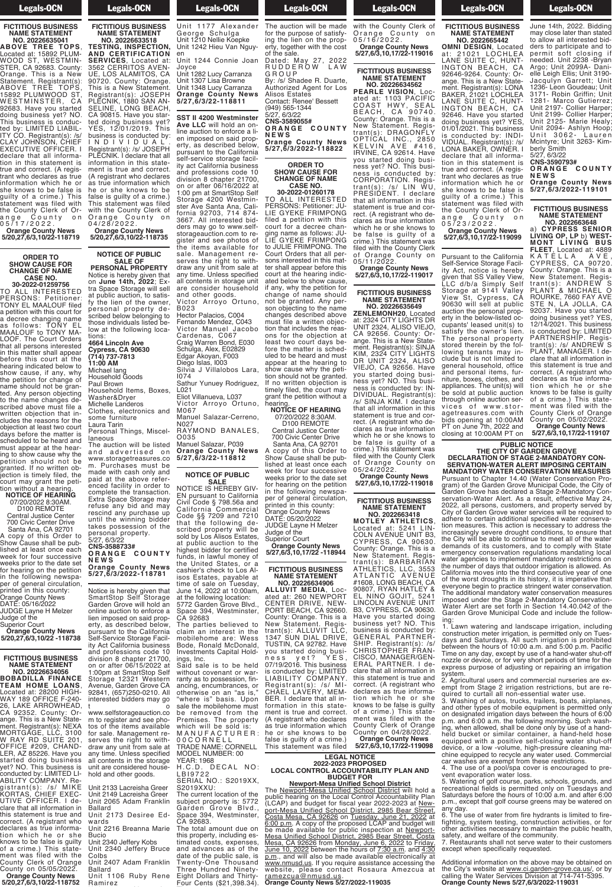**FICTITIOUS BUSINESS NAME STATEMENT NO. 20226635041**

**ABOVE TREE TOPS**, Located at: 15892 PLUMWOOD ST, WESTMINSTER, CA 92683. County: Orange. This is a New Statement. Registrant(s): ABOVE TREE TOPS, 15892 PLUMWOOD ST, WESTMINSTER, CA 92683. Have you started doing business yet? NO. This business is conducted by: LIMITED LIABILITY CO. Registrant(s): /s/ CLAY JOHNSON, CHIEF EXECUTIVE OFFICER. I declare that all information in this statement is true and correct. (A registrant who declares as true information which he or she knows to be false is guilty of a crime.) This statement was filed with the County Clerk of Orange County on 05/17/2022.

**Orange County News 5/20,27,6/3,10/22-118719**

**ORDER TO SHOW CAUSE FOR CHANGE OF NAME CASE NO. 30-2022-01259756**

TO ALL INTERESTED PERSONS: Petitioner: TONY EL MAALOUF filed a petition with this court for a decree changing name as follows: TONY EL MAALOUF to TONY MALOOF. The Court Orders that all persons interested in this matter shall appear before this court at the hearing indicated below to show cause, if any, why the petition for change of name should not be granted. Any person objecting to the name changes described above must file a written objection that includes the reasons for the objection at least two court days before the matter is scheduled to be heard and must appear at the hearing to show cause why the petition should not be granted. If no written objection is timely filed, the court may grant the petition without a hearing.

**NOTICE OF HEARING**
07/20/2022 8:30AM.
D100 REMOTE
Central Justice Center
700 Civic Center Drive
Santa Ana, CA 92701

A copy of this Order to Show Cause shall be published at least once each week for four successive weeks prior to the date set for hearing on the petition in the following newspaper of general circulation, printed in this county: Orange County News
DATE: 05/16/2022
JUDGE Layne H Melzer
Judge of the
Superior Court

**Orange County News 5/20,27,6/3,10/22 -118738**

**FICTITIOUS BUSINESS NAME STATEMENT NO. 20226634056**

**BOBADILLA FINANCE TEAM HOME LOANS**, Located at: 28200 HIGHWAY 189 OFFICE F-240-26, LAKE ARROWHEAD, CA 92352. County: Orange. This is a New Statement. Registrant(s): NEXA MORTGAGE, LLC, 3100 W RAY RD SUITE 201, OFFICE #209, CHANDLER, AZ 85226. Have you started doing business yet? NO. This business is conducted by: LIMITED LIABILITY COMPANY. Registrant(s): /s/ MIKE KORTAS, CHIEF EXECUTIVE OFFICER. I declare that all information in this statement is true and correct. (A registrant who declares as true information which he or she knows to be false is guilty of a crime.) This statement was filed with the County Clerk of Orange County on 05/05/2022.

**Orange County News 5/20,27,6/3,10/22-118752**

**FICTITIOUS BUSINESS NAME STATEMENT NO. 20226633518**

**TESTING, INSPECTION, AND CERTIFICATION SERVICES**, Located at: 3562 CERRITOS AVENUE, LOS ALAMITOS, CA 90720. County: Orange. This is a New Statement. Registrant(s): JOSEPH PLECNIK, 1880 SAN ANSELINE, LONG BEACH, CA 90815. Have you started doing business yet? YES, 12/01/2019. This business is conducted by: INDIVIDUAL. Registrant(s): /s/ JOSEPH PLECNIK. I declare that all information in this statement is true and correct. (A registrant who declares as true information which he or she knows to be false is guilty of a crime.) This statement was filed with the County Clerk of Orange County on 04/28/2022.

**Orange County News 5/20,27,6/3,10/22-118735**

**NOTICE OF PUBLIC SALE OF PERSONAL PROPERTY**

Notice is hereby given that on **June 14th, 2022**; Extra Space Storage will sell at public auction, to satisfy the lien of the owner, personal property described below belonging to those individuals listed below at the following locations:

**4664 Lincoln Ave**
**Cypress, CA 90630**
**(714) 737-7813**
**11:00 AM**

Michael Iang
Household Goods
Paul Brown
Household Items, Boxes, Washer&Dryer
Michelle Landeros
Clothes, electronics and some furniture
Laura Tarin
Personal Things, Miscellaneous

The auction will be listed and advertised on www.storagetreasures.com. Purchases must be made with cash only and paid at the above referenced facility in order to complete the transaction. Extra Space Storage may refuse any bid and may rescind any purchase up until the winning bidder takes possession of the personal property.
5/27, 6/3/22
**CNS-3588733#**
**ORANGE COUNTY NEWS**
**Orange County News 5/27,6/3/2022-118781**

Notice is hereby given that SmartStop Self Storage Garden Grove will hold an online auction to enforce a lien imposed on said property, as described below, pursuant to the California Self-Service Storage Facility Act California business and professions code 10 division 8 chapter 21700, on or after 06/15/2022 at 1:00pm at SmartStop Self Storage 12321 Western Avenue, Garden Grove CA 92841, (657)250-0210. All interested bidders may go to www.selfstorageauction.com to register and see photos of the items available for sale. Management reserves the right to withdraw any unit from sale at any time. Unless specified all contents in the storage unit are considered household and other goods.

Unit 2133 Lacreisha Greer
Unit 2149 Lacreisha Greer
Unit 2065 Adam Franklin Ballard
Unit 2173 Desiree Edwards
Unit 2216 Breanna Marie Bucio
Unit 2340 Jeffery Kobs
Unit 2340 Jeffery Bruce Colbs
Unit 2407 Adam Franklin Ballard
Unit 1106 Ruby Rene Ramirez
Unit 1177 Alexander George Schulga
Unit 1210 Nellie Koepke
Unit 1242 Hieu Van Nguyen
Unit 1244 Connie Joan Joyce
Unit 1282 Lucy Carranza
Unit 1307 Lisa Browne
Unit 1348 Lucy Carranza

**Orange County News 5/27,6/3/22-118811**

**SST II 4200 Westminster Ave LLC** will hold an online auction to enforce a lien imposed on said property, as described below, pursuant to the California self-service storage facility act California business and professions code 10 division 8 chapter 21700, on or after 06/16/2022 at 1:00 pm at SmartStop Self Storage 4200 Westminster Ave Santa Ana, California 92703, 714 874-3667. All interested bidders may go to www.selfstorageauction.com to register and see photos of the items available for sale. Management reserves the right to withdraw any unit from sale at any time. Unless specified all contents in storage unit are considered household and other goods.

Victor Arroyo Ortuno, B023
Hector Palacios, C004
Fernando Mendez, C043
Victor Manuel Jacobo Cardenas, C067
Craig Warren Bond, E030
Schulga, Alex, E02829
Edgar Akoyan, F003
Edgo Islas, I003
Silvia J Villalobos Lara, I074
Sathur Yunuey Rodriguez, L021
Eliot Villanueva, L037
Victor Arroyo Ortuno, M067
Manuel Salazar-Cerreno, N027
RAYMOND BANALES, O035
Manuel Salazar, P039

**Orange County News 5/27,6/3/22-118812**

**NOTICE OF PUBLIC SALE**

NOTICE IS HEREBY GIVEN pursuant to California Civil Code § 798.56a and California Commercial Code §§ 7209 and 7210 that the following described property will be sold by Los Alisos Estates, at public auction to the highest bidder for certified funds, in lawful money of the United States, or a cashier's check to Los Alisos Estates, payable at time of sale on Tuesday, June 14, 2022 at 10:00am, at the following location: 5772 Garden Grove Blvd., Space 394, Westminster, CA 92683

The parties believed to claim an interest in the mobilehome are: Wess Bode, Ronald McDonald, Investments Capital Holdings, Inc.

Said sale is to be held without covenant or warranty as to possession, financing, encumbrances, or otherwise on an "as is," "where is" basis. Upon sale the mobilehome must be removed from the Premises. The property which will be sold is:

MANUFACTURER: 00CORNELL
TRADE NAME: CORNELL
MODEL NUMBER: 00
YEAR: 1968
H.C.D. DECAL NO: LBI9722
SERIAL NO.: S2019XX, S2019XXU:

The current location of the subject property is: 5772 Garden Grove Blvd., Space 394, Westminster, CA 92683.

The total amount due on this property, including estimated costs, expenses, and advances as of the date of the public sale, is Twenty-One Thousand Three Hundred Ninety-Eight Dollars and Thirty-Four Cents ($21,398.34). The auction will be made for the purpose of satisfying the lien on the property, together with the cost of the sale.

Dated: May 27, 2022
RUDDEROW LAW GROUP
By: /s/ Shadee R. Duarte, Authorized Agent for Los Alisos Estates
Contact: Renee' Bessett
(949) 565-1344
5/27, 6/3/22
**CNS-3589055#**
**ORANGE COUNTY NEWS**
**Orange County News 5/27,6/3/2022-118822**

**ORDER TO SHOW CAUSE FOR CHANGE OF NAME CASE NO. 30-2022-01260178**

TO ALL INTERESTED PERSONS: Petitioner: JULIE GYEKE FRIMPONG filed a petition with this court for a decree changing name as follows: JULIE GYEKE FRIMPONG to JULIE FRIMPONG. The Court Orders that all persons interested in this matter shall appear before this court at the hearing indicated below to show cause, if any, why the petition for change of name should not be granted. Any person objecting to the name changes described above must file a written objection that includes the reasons for the objection at least two court days before the matter is scheduled to be heard and must appear at the hearing to show cause why the petition should not be granted. If no written objection is timely filed, the court may grant the petition without a hearing.

**NOTICE OF HEARING**
07/20/2022 8:30AM.
D100 REMOTE
Central Justice Center
700 Civic Center Drive
Santa Ana, CA 92701

A copy of this Order to Show Cause shall be published at least once each week for four successive weeks prior to the date set for hearing on the petition in the following newspaper of general circulation, printed in this county: Orange County News
DATE: 05/20/2022
JUDGE Layne H Melzer
Judge of the
Superior Court

**Orange County News 5/27,6/3,10,17/22 -118944**

**FICTITIOUS BUSINESS NAME STATEMENT NO. 20226634906**

**ALLUVIT MEDIA**, Located at: 260 NEWPORT CENTER DRIVE, NEWPORT BEACH, CA 92660. County: Orange. This is a New Statement. Registrant(s): ALLUVIT LLC, 1347 OLIND DRIVE, TUSTIN, CA 92782. Have you started doing business yet? YES, 07/19/2016. This business is conducted by: LIMITED LIABILITY COMPANY. Registrant(s): /s/ MICHAEL LAVERY, MEMBER. I declare that all information in this statement is true and correct. (A registrant who declares as true information which he or she knows to be false is guilty of a crime.) This statement was filed with the County Clerk of Orange County on 05/16/2022.

**Orange County News 5/27,6/3,10,17/22-119016**

**FICTITIOUS BUSINESS NAME STATEMENT NO. 20226634562**

**PEARLE VISION**, Located at: 1103 PACIFIC COAST HWY, SEAL BEACH, CA 90740. County: Orange. This is a New Statement. Registrant(s): DRAGONFLY OPTICAL INC., 2850 KELVIN AVE #416, IRVINE, CA 92614. Have you started doing business yet? NO. This business is conducted by: CORPORATION. Registrant(s): /s/ LIN WU, PRESIDENT. I declare that all information in this statement is true and correct. (A registrant who declares as true information which he or she knows to be false is guilty of a crime.) This statement was filed with the County Clerk of Orange County on 05/11/2022.

**Orange County News 5/27,6/3,10,17/22-119017**

**FICTITIOUS BUSINESS NAME STATEMENT NO. 20226635649**

**ZENLEMONH2O**, Located at: 2324 CITY LIGHTS DR UNIT 2324, ALISO VIEJO, CA 92656. County: Orange. This is a New Statement. Registrant(s): SINJA KIM, 2324 CITY LIGHTS DR UNIT 2324, ALISO VIEJO, CA 92656. Have you started doing business yet? NO. This business is conducted by: INDIVIDUAL. Registrant(s): /s/ SINJA KIM. I declare that all information in this statement is true and correct. (A registrant who declares as true information which he or she knows to be false is guilty of a crime.) This statement was filed with the County Clerk of Orange County on 05/24/2022.

**Orange County News 5/27,6/3,10,17/22-119018**

**FICTITIOUS BUSINESS NAME STATEMENT NO. 20226633418**

**MOTLEY ATHLETICS**, Located at: 5241 LINCOLN AVENUE UNIT B3, CYPRESS, CA 90630. County: Orange. This is a New Statement. Registrant(s): BARBARIAN ATHLETICS, LLC, 3553 ATLANTIC AVENUE #1608, LONG BEACH, CA 90807, RYAN HATLEY & EL NINO GOJIT, 5241 LINCOLN AVENUE UNIT B3, CYPRESS, CA 90630. Have you started doing business yet? NO. This business is conducted by: GENERAL PARTNERSHIP. Registrant(s): /s/ CHRISTOPHER FRANCISCO, MANAGER/GENERAL PARTNER. I declare that all information in this statement is true and correct. (A registrant who declares as true information which he or she knows to be false is guilty of a crime.) This statement was filed with the County Clerk of Orange County on 04/28/2022.

**Orange County News 5/27,6/3,10,17/22-119098**

**LEGAL NOTICE**
**2022-2023 PROPOSED**
**LOCAL CONTROL ACCOUNTABILITY PLAN AND BUDGET FOR**
**Newport-Mesa Unified School District**

The Newport-Mesa Unified School District will hold a public hearing on the Local Control Accountability Plan (LCAP) and budget for fiscal year 2022-2023 at Newport-Mesa Unified School District, 2985 Bear Street, Costa Mesa, CA 92626 on Tuesday, June 21, 2022 at 6:00 p.m. A copy of the proposed LCAP and budget will be made available for public inspection at Newport-Mesa Unified School District, 2985 Bear Street, Costa Mesa, CA 92626 from Monday, June 6, 2022 to Friday, June 10, 2022 between the hours of 7:30 a.m. and 4:30 p.m., and will also be made available electronically at www.nmusd.us. If you require assistance accessing the website, please contact Rosaura Amezcua at ramezcua@nmusd.us.

**Orange County News 5/27/2022-119035**

**FICTITIOUS BUSINESS NAME STATEMENT NO. 20226635442**

**OMNI DESIGN**, Located at: 21021 LOCHLEA LANE SUITE C, HUNTINGTON BEACH, CA 92646-9264. County: Orange. This is a New Statement. Registrant(s): LONA BAKER, 21021 LOCHLEA LANE SUITE C, HUNTINGTON BEACH, CA 92646. Have you started doing business yet? YES, 01/01/2021. This business is conducted by: INDIVIDUAL. Registrant(s): /s/ LONA BAKER, OWNER. I declare that all information in this statement is true and correct. (A registrant who declares as true information which he or she knows to be false is guilty of a crime.) This statement was filed with the County Clerk of Orange County on 05/23/2022.

**Orange County News 5/27,6/3,10,17/22-119099**

Pursuant to the California Self-Service Storage Facility Act, notice is hereby given that SS Valley View, LLC d/b/a Simply Self Storage at 9141 Valley View St, Cypress, CA 90630 will sell at public auction the personal property in the below-listed occupants' leased unit(s) to satisfy the owner's lien. The personal property stored therein by the following tenants may include but is not limited to general household, office and personal items, furniture, boxes, clothes, and appliances. The unit(s) will be sold at public auction through online auction services of www.storagetreasures.com with bids opening at 10:00AM PT on June 7th, 2022 and closing at 10:00AM PT on June 14th, 2022. Bidding may close later than stated to allow all interested bidders to participate and to permit soft closing if needed. Unit 2238 -Bryan Argo; Unit 2099A- Danielle Leigh Ellis; Unit 3190-Jacqulyn Garrett; Unit 1236- Leon Goudeau; Unit 3171- Robin Griffin; Unit 1281- Marco Gutierrez; Unit 2197- Collier Harper; Unit 2199- Collier Harper; Unit 2125- Marie Healy; Unit 2094- Ashlyn Hoop; Unit 3062- Lauren Mcintyre; Unit 3263- Kimberly Smith
5/27, 6/3/22
**CNS-3590793#**
**ORANGE COUNTY NEWS**
**Orange County News 5/27,6/3/2022-119101**

**FICTITIOUS BUSINESS NAME STATEMENT NO. 20226663648**

a) **CYPRESS SENIOR LIVING OP, LP** b) **WESTMONT LIVING BUS FLEET**, Located at: 4889 KATELLA AVE, CYPRESS, CA 90720. County: Orange. This is a New Statement. Registrant(s): ANDREW S PLANT & MICHAEL O ROURKE, 7660 FAY AVE STE N, LA JOLLA, CA 92037. Have you started doing business yet? YES, 12/14/2021. This business is conducted by: LIMITED PARTNERSHIP. Registrant(s): /s/ ANDREW S PLANT, MANAGER. I declare that all information in this statement is true and correct. (A registrant who declares as true information which he or she knows to be false is guilty of a crime.) This statement was filed with the County Clerk of Orange County on 05/02/2022.

**Orange County News 5/27,6/3,10,17/22-119107**

**PUBLIC NOTICE**
**THE CITY OF GARDEN GROVE**
**DECLARATION OF STAGE 2-MANDATORY CONSERVATION-WATER ALERT IMPOSING CERTAIN MANDATORY WATER CONSERVATION MEASURES**

Pursuant to Chapter 14.40 (Water Conservation Program) of the Garden Grove Municipal Code, the City of Garden Grove has declared a Stage 2-Mandatory Conservation-Water Alert. As a result, effective May 24, 2022, all persons, customers, and property served by City of Garden Grove water services will be required to adhere to certain additional specified water conservation measures. This action is necessary to address the increasingly severe drought conditions, to ensure that the City will be able to continue to meet all of the water demands of its customers, and to comply with State emergency conservation regulations mandating local water agencies to implement mandatory restrictions on the number of days that outdoor irrigation is allowed. As California moves into the third consecutive year of one of the worst droughts in its history, it is imperative that everyone begin to practice stringent water conservation. The additional mandatory water conservation measures imposed under the Stage 2-Mandatory Conservation-Water Alert are set forth in Section 14.40.042 of the Garden Grove Municipal Code and include the following:

1. Lawn watering and landscape irrigation, including construction meter irrigation, is permitted only on Tuesdays and Saturdays. All such irrigation is prohibited between the hours of 10:00 a.m. and 5:00 p.m. Pacific Time on any day, except by use of a hand-water shut-off nozzle or device, or for very short periods of time for the express purpose of adjusting or repairing an irrigation system.
2. Agricultural users and commercial nurseries are exempt from Stage 2 irrigation restrictions, but are required to curtail all non-essential water use.
3. Washing of autos, trucks, trailers, boats, airplanes, and other types of mobile equipment is permitted only on designated irrigation days between the hours of 6:00 p.m. and 6:00 a.m. the following morning. Such washing, when allowed, shall be done only by use of a handheld bucket or similar container, a hand-held hose equipped with a positive self-closing water shut-off device, or a low -volume, high-pressure cleaning machine equipped to recycle any water used. Commercial car washes are exempt from these restrictions.
4. The use of a pool/spa cover is encouraged to prevent evaporation water loss.
5. Watering of golf course, parks, schools, grounds, and recreational fields is permitted only on Tuesdays and Saturdays before the hours of 10:00 a.m. and after 6:00 p.m., except that golf course greens may be watered on any day.
6. The use of water from fire hydrants is limited to firefighting, system testing, construction activities, or for other activities necessary to maintain the public health, safety, and welfare of the community.
7. Restaurants shall not serve water to their customers except when specifically requested.

Additional information on the above may be obtained on the City's website at www.ci.garden-grove.ca.us/, or by calling the Water Services Division at 714-741-5395.

**Orange County News 5/27,6/3/2022-119031**